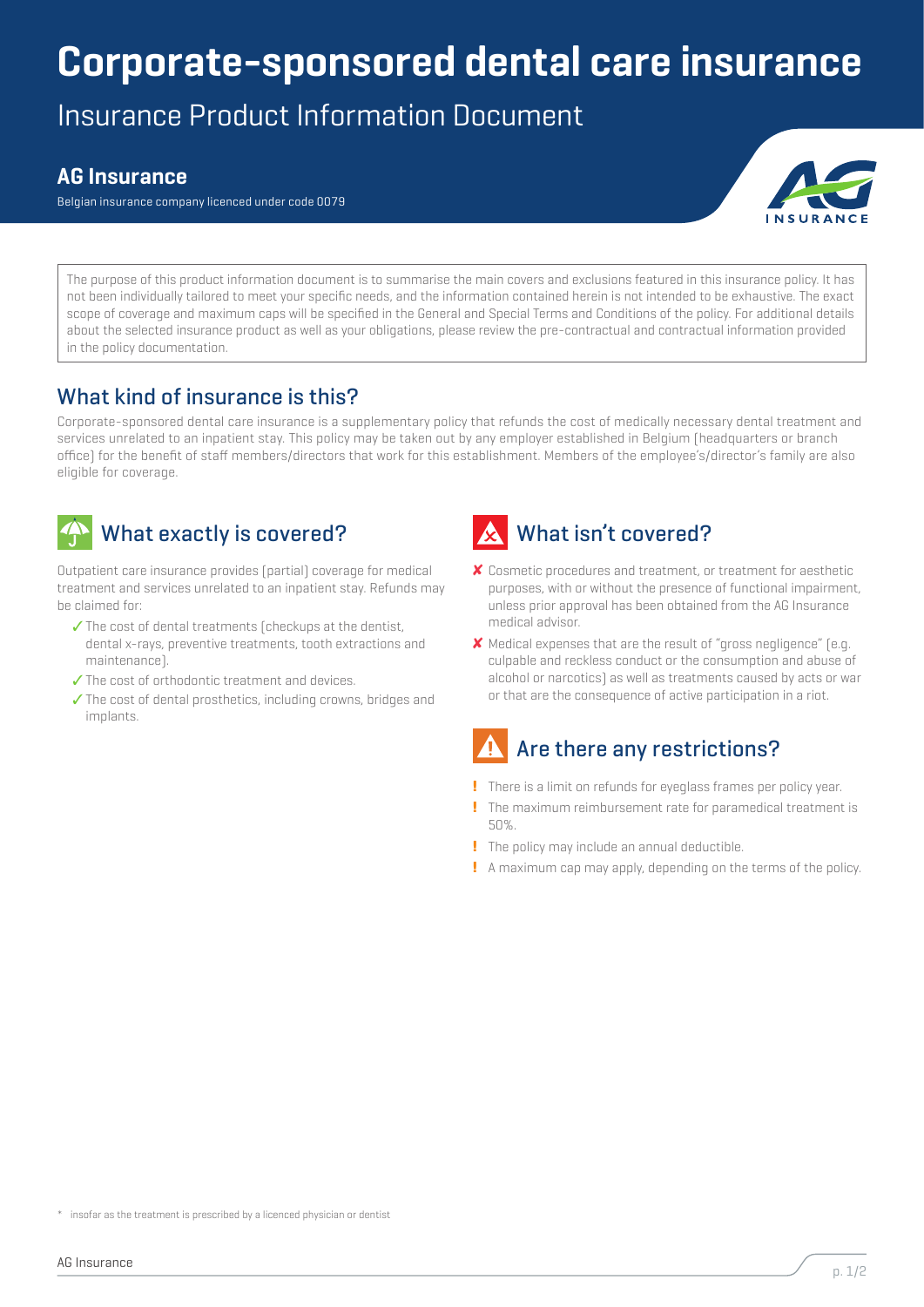# Corporate-sponsored dental care insurance

## Insurance Product Information Document

### AG Insurance

Belgian insurance company licenced under code 0079

The purpose of this product information document is to summarise the main covers and exclusions featured in this insurance policy. It has not been individually tailored to meet your specific needs, and the information contained herein is not intended to be exhaustive. The exact scope of coverage and maximum caps will be specified in the General and Special Terms and Conditions of the policy. For additional details about the selected insurance product as well as your obligations, please review the pre-contractual and contractual information provided in the policy documentation.

## What kind of insurance is this?

Corporate-sponsored dental care insurance is a supplementary policy that refunds the cost of medically necessary dental treatment and services unrelated to an inpatient stay. This policy may be taken out by any employer established in Belgium (headquarters or branch office) for the benefit of staff members/directors that work for this establishment. Members of the employee's/director's family are also eligible for coverage.

## What exactly is covered?

Outpatient care insurance provides (partial) coverage for medical treatment and services unrelated to an inpatient stay. Refunds may be claimed for:

- ✓ The cost of dental treatments (checkups at the dentist, dental x-rays, preventive treatments, tooth extractions and maintenance).
- ✓ The cost of orthodontic treatment and devices.
- ✓ The cost of dental prosthetics, including crowns, bridges and implants.

## What isn't covered?

- ✘ Cosmetic procedures and treatment, or treatment for aesthetic purposes, with or without the presence of functional impairment, unless prior approval has been obtained from the AG Insurance medical advisor.
- ✘ Medical expenses that are the result of "gross negligence" (e.g. culpable and reckless conduct or the consumption and abuse of alcohol or narcotics) as well as treatments caused by acts or war or that are the consequence of active participation in a riot.

## Are there any restrictions?

- ! There is a limit on refunds for eyeglass frames per policy year.
- ! The maximum reimbursement rate for paramedical treatment is 50%.
- ! The policy may include an annual deductible.
- ! A maximum cap may apply, depending on the terms of the policy.

\* insofar as the treatment is prescribed by a licenced physician or dentist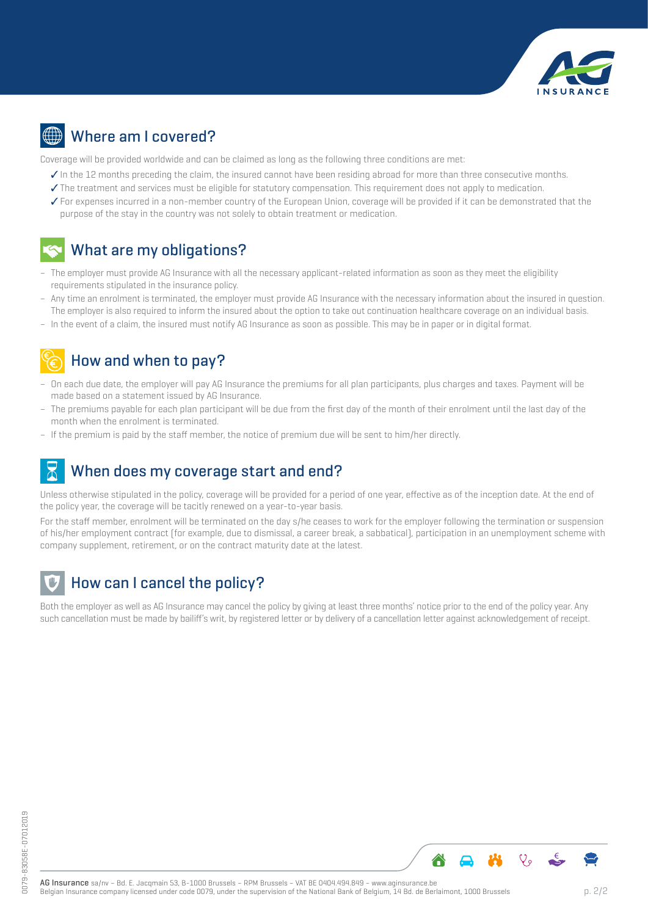## Where am I covered?

Coverage will be provided worldwide and can be claimed as long as the following three conditions are met:

- ✓ In the 12 months preceding the claim, the insured cannot have been residing abroad for more than three consecutive months.
- ✓ The treatment and services must be eligible for statutory compensation. This requirement does not apply to medication.
- ✓ For expenses incurred in a non-member country of the European Union, coverage will be provided if it can be demonstrated that the purpose of the stay in the country was not solely to obtain treatment or medication.

## What are my obligations?

- The employer must provide AG Insurance with all the necessary applicant-related information as soon as they meet the eligibility requirements stipulated in the insurance policy.
- Any time an enrolment is terminated, the employer must provide AG Insurance with the necessary information about the insured in question. The employer is also required to inform the insured about the option to take out continuation healthcare coverage on an individual basis.
- In the event of a claim, the insured must notify AG Insurance as soon as possible. This may be in paper or in digital format.

## How and when to pay?

- On each due date, the employer will pay AG Insurance the premiums for all plan participants, plus charges and taxes. Payment will be made based on a statement issued by AG Insurance.
- The premiums payable for each plan participant will be due from the first day of the month of their enrolment until the last day of the month when the enrolment is terminated.
- If the premium is paid by the staff member, the notice of premium due will be sent to him/her directly.

## When does my coverage start and end?

Unless otherwise stipulated in the policy, coverage will be provided for a period of one year, effective as of the inception date. At the end of the policy year, the coverage will be tacitly renewed on a year-to-year basis.

For the staff member, enrolment will be terminated on the day s/he ceases to work for the employer following the termination or suspension of his/her employment contract (for example, due to dismissal, a career break, a sabbatical), participation in an unemployment scheme with company supplement, retirement, or on the contract maturity date at the latest.

## How can I cancel the policy?

Both the employer as well as AG Insurance may cancel the policy by giving at least three months' notice prior to the end of the policy year. Any such cancellation must be made by bailiff's writ, by registered letter or by delivery of a cancellation letter against acknowledgement of receipt.

0079-8305BE-07012019

**AG Insurance** sa/nv – Bd. E. Jacqmain 53, B-1000 Brussels – RPM Brussels – VAT BE 0404.494.849 – www.aginsurance.be
Belgian Insurance company licensed under code 0079, under the supervision of the National Bank of Belgium, 14 Bd. de Berlaimont, 1000 Brussels